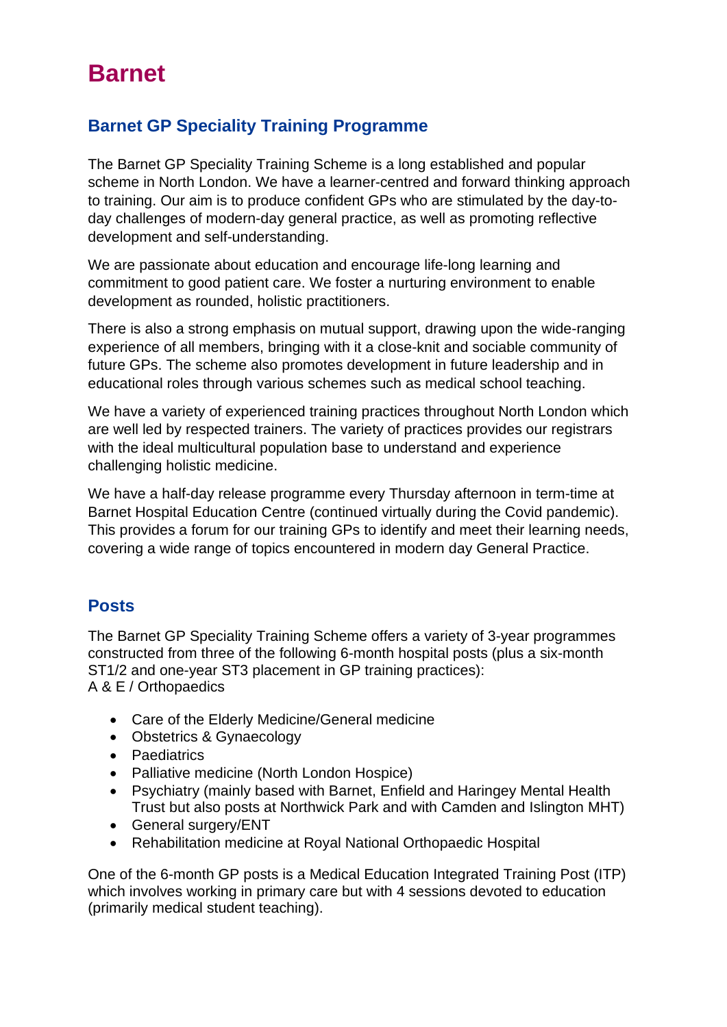# Barnet

## Barnet GP Speciality Training Programme

The Barnet GP Speciality Training Scheme is a long established and popular scheme in North London. We have a learner-centred and forward thinking approach to training. Our aim is to produce confident GPs who are stimulated by the day-to-day challenges of modern-day general practice, as well as promoting reflective development and self-understanding.

We are passionate about education and encourage life-long learning and commitment to good patient care. We foster a nurturing environment to enable development as rounded, holistic practitioners.

There is also a strong emphasis on mutual support, drawing upon the wide-ranging experience of all members, bringing with it a close-knit and sociable community of future GPs. The scheme also promotes development in future leadership and in educational roles through various schemes such as medical school teaching.

We have a variety of experienced training practices throughout North London which are well led by respected trainers. The variety of practices provides our registrars with the ideal multicultural population base to understand and experience challenging holistic medicine.

We have a half-day release programme every Thursday afternoon in term-time at Barnet Hospital Education Centre (continued virtually during the Covid pandemic). This provides a forum for our training GPs to identify and meet their learning needs, covering a wide range of topics encountered in modern day General Practice.

## Posts

The Barnet GP Speciality Training Scheme offers a variety of 3-year programmes constructed from three of the following 6-month hospital posts (plus a six-month ST1/2 and one-year ST3 placement in GP training practices):
A & E / Orthopaedics

- Care of the Elderly Medicine/General medicine
- Obstetrics & Gynaecology
- Paediatrics
- Palliative medicine (North London Hospice)
- Psychiatry (mainly based with Barnet, Enfield and Haringey Mental Health Trust but also posts at Northwick Park and with Camden and Islington MHT)
- General surgery/ENT
- Rehabilitation medicine at Royal National Orthopaedic Hospital

One of the 6-month GP posts is a Medical Education Integrated Training Post (ITP) which involves working in primary care but with 4 sessions devoted to education (primarily medical student teaching).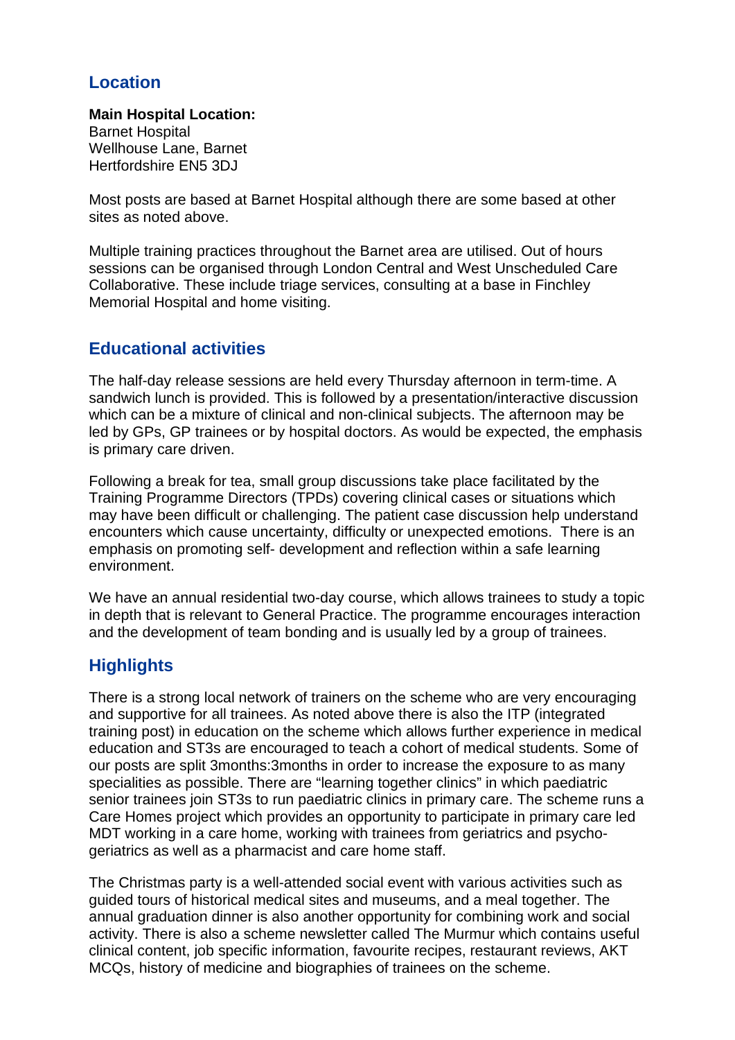## Location

**Main Hospital Location:**
Barnet Hospital
Wellhouse Lane, Barnet
Hertfordshire EN5 3DJ

Most posts are based at Barnet Hospital although there are some based at other sites as noted above.

Multiple training practices throughout the Barnet area are utilised. Out of hours sessions can be organised through London Central and West Unscheduled Care Collaborative. These include triage services, consulting at a base in Finchley Memorial Hospital and home visiting.

## Educational activities

The half-day release sessions are held every Thursday afternoon in term-time. A sandwich lunch is provided. This is followed by a presentation/interactive discussion which can be a mixture of clinical and non-clinical subjects. The afternoon may be led by GPs, GP trainees or by hospital doctors. As would be expected, the emphasis is primary care driven.

Following a break for tea, small group discussions take place facilitated by the Training Programme Directors (TPDs) covering clinical cases or situations which may have been difficult or challenging. The patient case discussion help understand encounters which cause uncertainty, difficulty or unexpected emotions. There is an emphasis on promoting self- development and reflection within a safe learning environment.

We have an annual residential two-day course, which allows trainees to study a topic in depth that is relevant to General Practice. The programme encourages interaction and the development of team bonding and is usually led by a group of trainees.

## Highlights

There is a strong local network of trainers on the scheme who are very encouraging and supportive for all trainees. As noted above there is also the ITP (integrated training post) in education on the scheme which allows further experience in medical education and ST3s are encouraged to teach a cohort of medical students. Some of our posts are split 3months:3months in order to increase the exposure to as many specialities as possible. There are "learning together clinics" in which paediatric senior trainees join ST3s to run paediatric clinics in primary care. The scheme runs a Care Homes project which provides an opportunity to participate in primary care led MDT working in a care home, working with trainees from geriatrics and psycho-geriatrics as well as a pharmacist and care home staff.

The Christmas party is a well-attended social event with various activities such as guided tours of historical medical sites and museums, and a meal together. The annual graduation dinner is also another opportunity for combining work and social activity. There is also a scheme newsletter called The Murmur which contains useful clinical content, job specific information, favourite recipes, restaurant reviews, AKT MCQs, history of medicine and biographies of trainees on the scheme.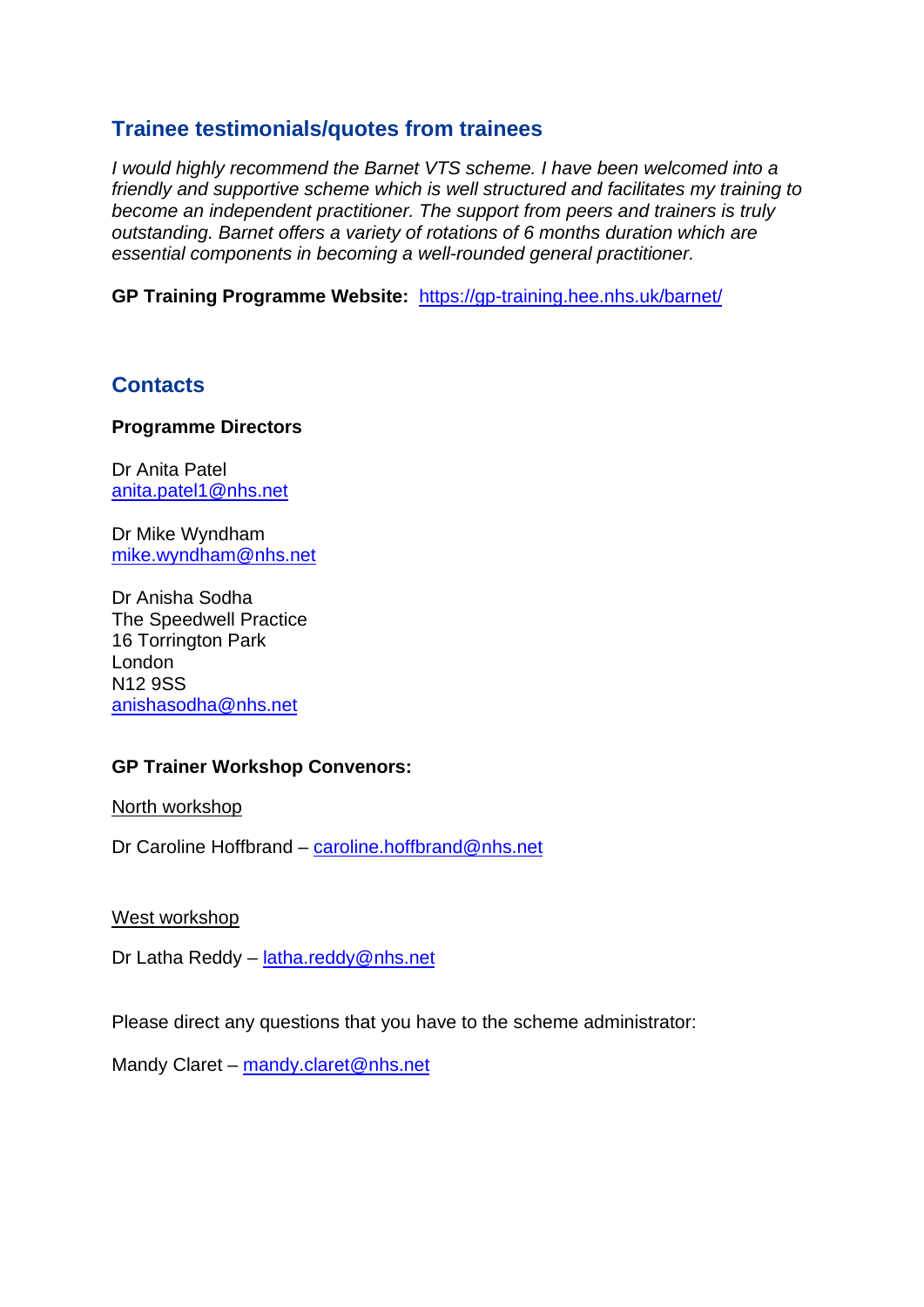## Trainee testimonials/quotes from trainees

*I would highly recommend the Barnet VTS scheme. I have been welcomed into a friendly and supportive scheme which is well structured and facilitates my training to become an independent practitioner. The support from peers and trainers is truly outstanding. Barnet offers a variety of rotations of 6 months duration which are essential components in becoming a well-rounded general practitioner.*

**GP Training Programme Website:** https://gp-training.hee.nhs.uk/barnet/

## Contacts

**Programme Directors**

Dr Anita Patel
anita.patel1@nhs.net

Dr Mike Wyndham
mike.wyndham@nhs.net

Dr Anisha Sodha
The Speedwell Practice
16 Torrington Park
London
N12 9SS
anishasodha@nhs.net

**GP Trainer Workshop Convenors:**

North workshop

Dr Caroline Hoffbrand – caroline.hoffbrand@nhs.net

West workshop

Dr Latha Reddy – latha.reddy@nhs.net

Please direct any questions that you have to the scheme administrator:

Mandy Claret – mandy.claret@nhs.net